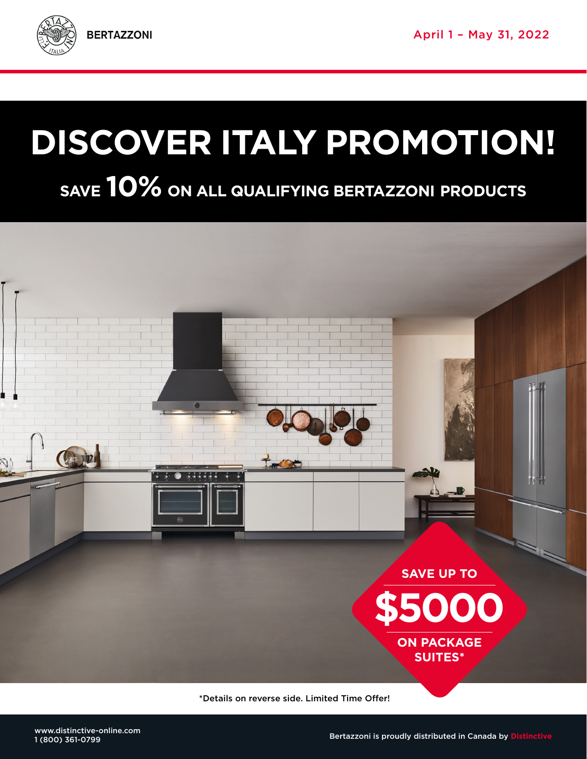BERTAZZONI

April 1 – May 31, 2022

# DISCOVER ITALY PROMOTION!

## SAVE 10% ON ALL QUALIFYING BERTAZZONI PRODUCTS

**SAVE UP TO**

**$5000**

**ON PACKAGE SUITES***

*Details on reverse side. Limited Time Offer!

www.distinctive-online.com
1 (800) 361-0799

Bertazzoni is proudly distributed in Canada by **Distinctive**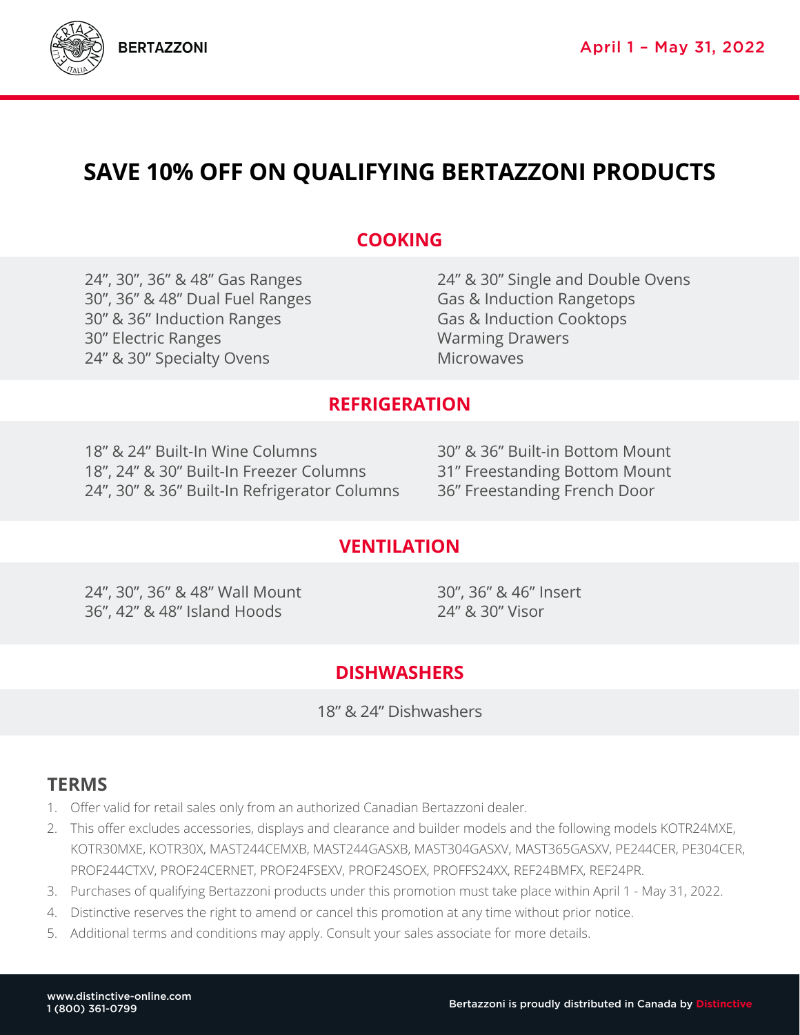# SAVE 10% OFF ON QUALIFYING BERTAZZONI PRODUCTS

## COOKING

24", 30", 36" & 48" Gas Ranges
30", 36" & 48" Dual Fuel Ranges
30" & 36" Induction Ranges
30" Electric Ranges
24" & 30" Specialty Ovens
24" & 30" Single and Double Ovens
Gas & Induction Rangetops
Gas & Induction Cooktops
Warming Drawers
Microwaves

## REFRIGERATION

18" & 24" Built-In Wine Columns
18", 24" & 30" Built-In Freezer Columns
24", 30" & 36" Built-In Refrigerator Columns
30" & 36" Built-in Bottom Mount
31" Freestanding Bottom Mount
36" Freestanding French Door

## VENTILATION

24", 30", 36" & 48" Wall Mount
36", 42" & 48" Island Hoods
30", 36" & 46" Insert
24" & 30" Visor

## DISHWASHERS

18" & 24" Dishwashers

## TERMS

1. Offer valid for retail sales only from an authorized Canadian Bertazzoni dealer.
2. This offer excludes accessories, displays and clearance and builder models and the following models KOTR24MXE, KOTR30MXE, KOTR30X, MAST244CEMXB, MAST244GASXB, MAST304GASXV, MAST365GASXV, PE244CER, PE304CER, PROF244CTXV, PROF24CERNET, PROF24FSEXV, PROF24SOEX, PROFFS24XX, REF24BMFX, REF24PR.
3. Purchases of qualifying Bertazzoni products under this promotion must take place within April 1 - May 31, 2022.
4. Distinctive reserves the right to amend or cancel this promotion at any time without prior notice.
5. Additional terms and conditions may apply. Consult your sales associate for more details.

www.distinctive-online.com
1 (800) 361-0799

Bertazzoni is proudly distributed in Canada by Distinctive